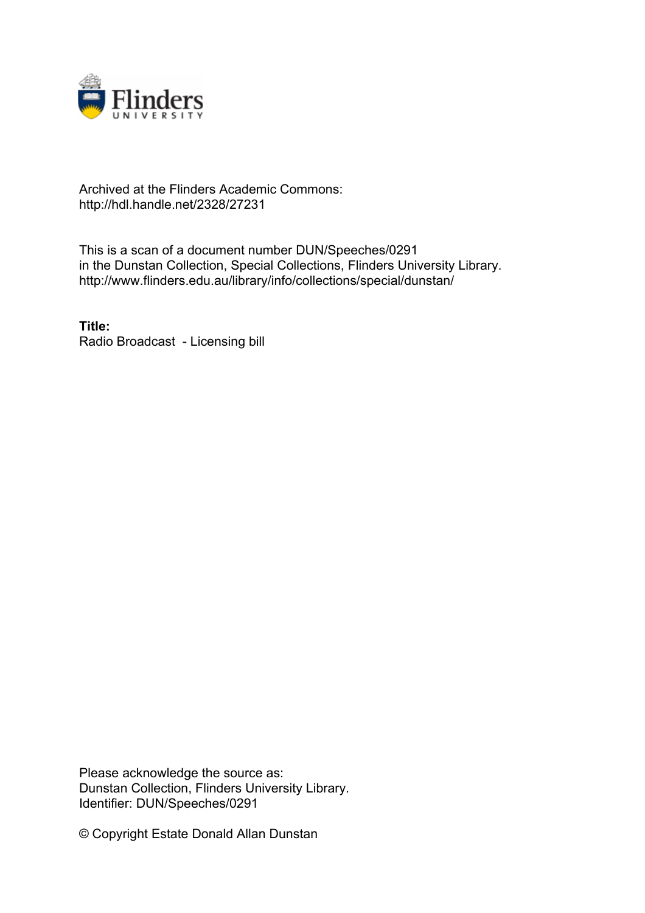Archived at the Flinders Academic Commons:
http://hdl.handle.net/2328/27231

This is a scan of a document number DUN/Speeches/0291
in the Dunstan Collection, Special Collections, Flinders University Library.
http://www.flinders.edu.au/library/info/collections/special/dunstan/

**Title:**
Radio Broadcast - Licensing bill

Please acknowledge the source as:
Dunstan Collection, Flinders University Library.
Identifier: DUN/Speeches/0291

© Copyright Estate Donald Allan Dunstan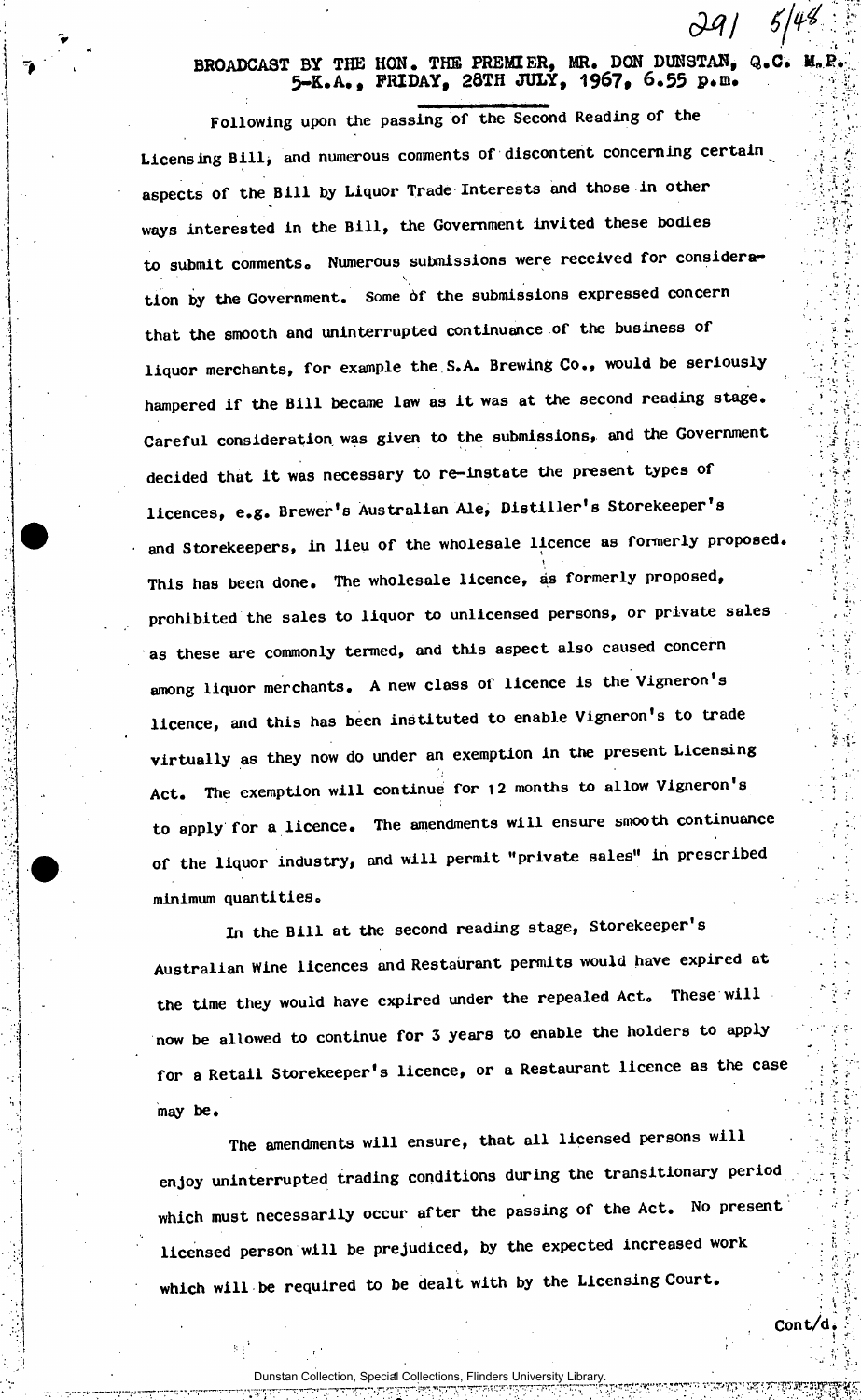# BROADCAST BY THE HON. THE PREMIER, MR. DON DUNSTAN, Q.C. M.P. 5-K.A., FRIDAY, 28TH JULY, 1967, 6.55 p.m.

Following upon the passing of the Second Reading of the Licensing Bill, and numerous comments of discontent concerning certain aspects of the Bill by Liquor Trade Interests and those in other ways interested in the Bill, the Government invited these bodies to submit comments. Numerous submissions were received for consideration by the Government. Some of the submissions expressed concern that the smooth and uninterrupted continuance of the business of liquor merchants, for example the S.A. Brewing Co., would be seriously hampered if the Bill became law as it was at the second reading stage. Careful consideration was given to the submissions, and the Government decided that it was necessary to re-instate the present types of licences, e.g. Brewer's Australian Ale, Distiller's Storekeeper's and Storekeepers, in lieu of the wholesale licence as formerly proposed. This has been done. The wholesale licence, as formerly proposed, prohibited the sales to liquor to unlicensed persons, or private sales as these are commonly termed, and this aspect also caused concern among liquor merchants. A new class of licence is the Vigneron's licence, and this has been instituted to enable Vigneron's to trade virtually as they now do under an exemption in the present Licensing Act. The exemption will continue for 12 months to allow Vigneron's to apply for a licence. The amendments will ensure smooth continuance of the liquor industry, and will permit "private sales" in prescribed minimum quantities.

In the Bill at the second reading stage, Storekeeper's Australian Wine licences and Restaurant permits would have expired at the time they would have expired under the repealed Act. These will now be allowed to continue for 3 years to enable the holders to apply for a Retail Storekeeper's licence, or a Restaurant licence as the case may be.

The amendments will ensure, that all licensed persons will enjoy uninterrupted trading conditions during the transitionary period which must necessarily occur after the passing of the Act. No present licensed person will be prejudiced, by the expected increased work which will be required to be dealt with by the Licensing Court.

Cont/d.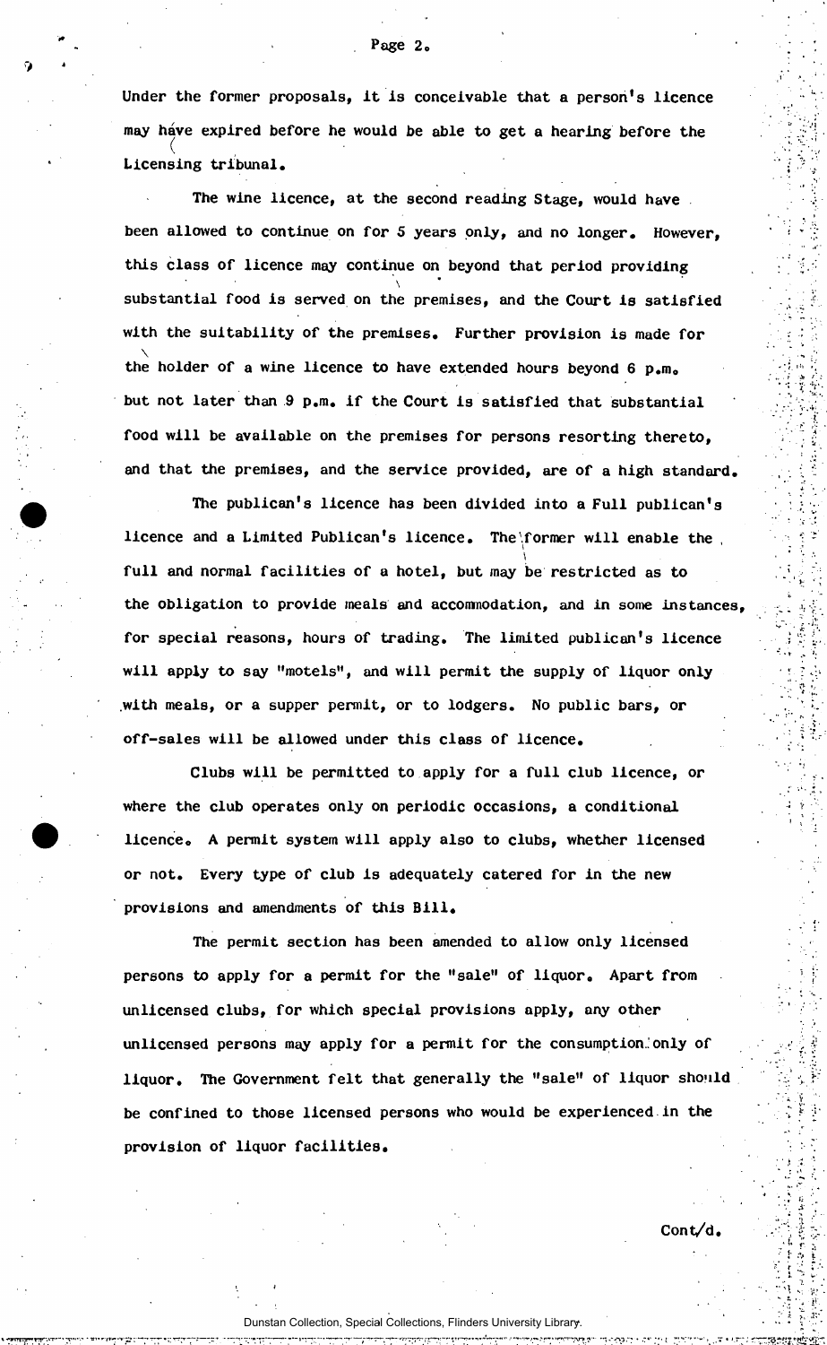Under the former proposals, it is conceivable that a person's licence may have expired before he would be able to get a hearing before the Licensing tribunal.

The wine licence, at the second reading Stage, would have been allowed to continue on for 5 years only, and no longer. However, this class of licence may continue on beyond that period providing substantial food is served on the premises, and the Court is satisfied with the suitability of the premises. Further provision is made for the holder of a wine licence to have extended hours beyond 6 p.m. but not later than 9 p.m. if the Court is satisfied that substantial food will be available on the premises for persons resorting thereto, and that the premises, and the service provided, are of a high standard.

The publican's licence has been divided into a Full publican's licence and a Limited Publican's licence. The former will enable the full and normal facilities of a hotel, but may be restricted as to the obligation to provide meals and accommodation, and in some instances, for special reasons, hours of trading. The limited publican's licence will apply to say "motels", and will permit the supply of liquor only with meals, or a supper permit, or to lodgers. No public bars, or off-sales will be allowed under this class of licence.

Clubs will be permitted to apply for a full club licence, or where the club operates only on periodic occasions, a conditional licence. A permit system will apply also to clubs, whether licensed or not. Every type of club is adequately catered for in the new provisions and amendments of this Bill.

The permit section has been amended to allow only licensed persons to apply for a permit for the "sale" of liquor. Apart from unlicensed clubs, for which special provisions apply, any other unlicensed persons may apply for a permit for the consumption only of liquor. The Government felt that generally the "sale" of liquor should be confined to those licensed persons who would be experienced in the provision of liquor facilities.

Cont/d.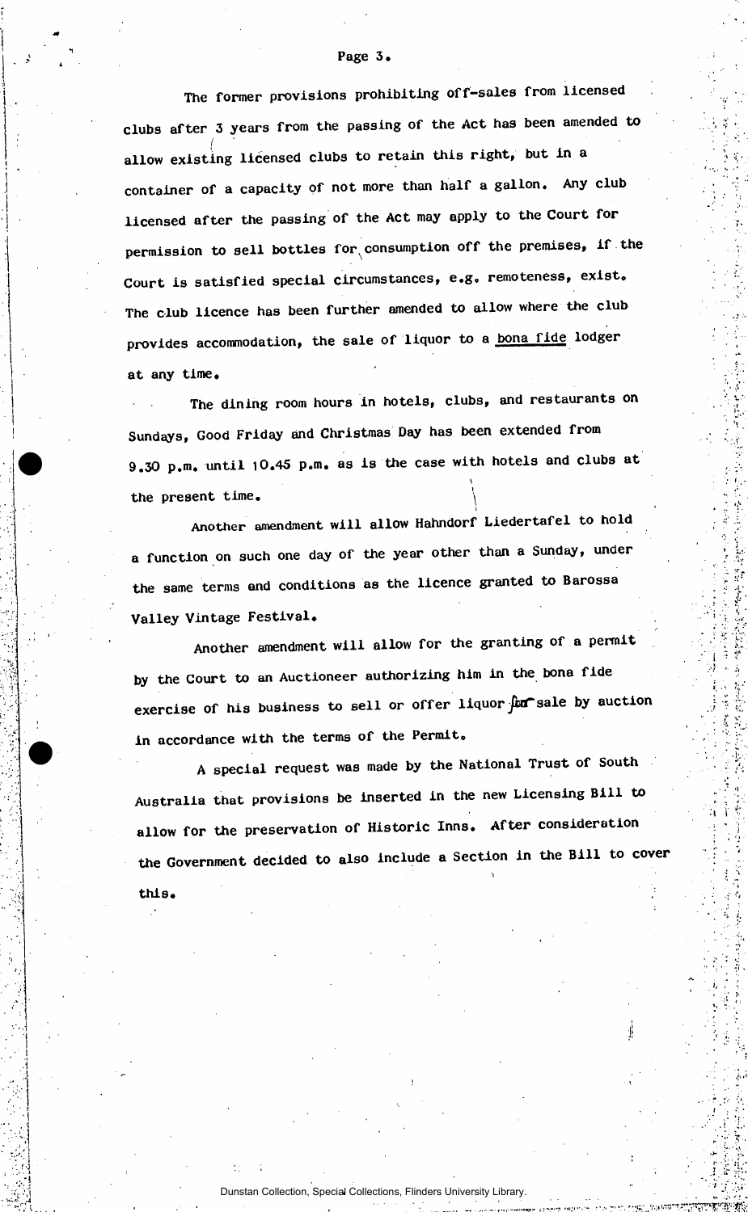The former provisions prohibiting off-sales from licensed clubs after 3 years from the passing of the Act has been amended to allow existing licensed clubs to retain this right, but in a container of a capacity of not more than half a gallon. Any club licensed after the passing of the Act may apply to the Court for permission to sell bottles for consumption off the premises, if the Court is satisfied special circumstances, e.g. remoteness, exist. The club licence has been further amended to allow where the club provides accommodation, the sale of liquor to a bona fide lodger at any time.

The dining room hours in hotels, clubs, and restaurants on Sundays, Good Friday and Christmas Day has been extended from 9.30 p.m. until 10.45 p.m. as is the case with hotels and clubs at the present time.

Another amendment will allow Hahndorf Liedertafel to hold a function on such one day of the year other than a Sunday, under the same terms and conditions as the licence granted to Barossa Valley Vintage Festival.

Another amendment will allow for the granting of a permit by the Court to an Auctioneer authorizing him in the bona fide exercise of his business to sell or offer liquor for sale by auction in accordance with the terms of the Permit.

A special request was made by the National Trust of South Australia that provisions be inserted in the new Licensing Bill to allow for the preservation of Historic Inns. After consideration the Government decided to also include a Section in the Bill to cover this.